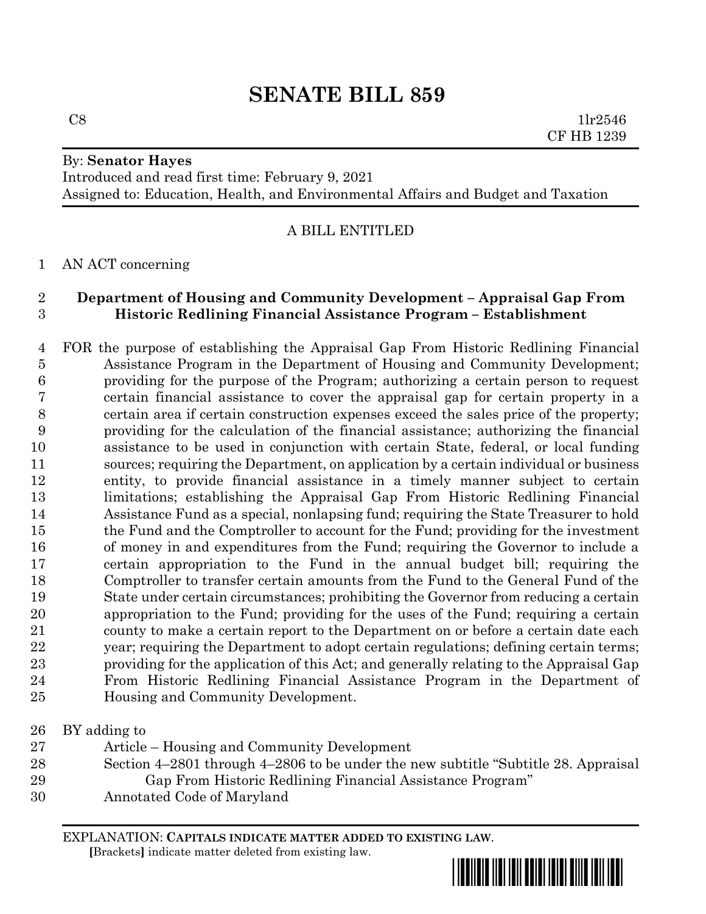# SENATE BILL 859

C8 1lr2546
CF HB 1239

By: **Senator Hayes**
Introduced and read first time: February 9, 2021
Assigned to: Education, Health, and Environmental Affairs and Budget and Taxation

A BILL ENTITLED

AN ACT concerning

**Department of Housing and Community Development – Appraisal Gap From Historic Redlining Financial Assistance Program – Establishment**

FOR the purpose of establishing the Appraisal Gap From Historic Redlining Financial Assistance Program in the Department of Housing and Community Development; providing for the purpose of the Program; authorizing a certain person to request certain financial assistance to cover the appraisal gap for certain property in a certain area if certain construction expenses exceed the sales price of the property; providing for the calculation of the financial assistance; authorizing the financial assistance to be used in conjunction with certain State, federal, or local funding sources; requiring the Department, on application by a certain individual or business entity, to provide financial assistance in a timely manner subject to certain limitations; establishing the Appraisal Gap From Historic Redlining Financial Assistance Fund as a special, nonlapsing fund; requiring the State Treasurer to hold the Fund and the Comptroller to account for the Fund; providing for the investment of money in and expenditures from the Fund; requiring the Governor to include a certain appropriation to the Fund in the annual budget bill; requiring the Comptroller to transfer certain amounts from the Fund to the General Fund of the State under certain circumstances; prohibiting the Governor from reducing a certain appropriation to the Fund; providing for the uses of the Fund; requiring a certain county to make a certain report to the Department on or before a certain date each year; requiring the Department to adopt certain regulations; defining certain terms; providing for the application of this Act; and generally relating to the Appraisal Gap From Historic Redlining Financial Assistance Program in the Department of Housing and Community Development.

BY adding to
Article – Housing and Community Development
Section 4–2801 through 4–2806 to be under the new subtitle "Subtitle 28. Appraisal Gap From Historic Redlining Financial Assistance Program"
Annotated Code of Maryland

EXPLANATION: **CAPITALS INDICATE MATTER ADDED TO EXISTING LAW.**
**[**Brackets**]** indicate matter deleted from existing law.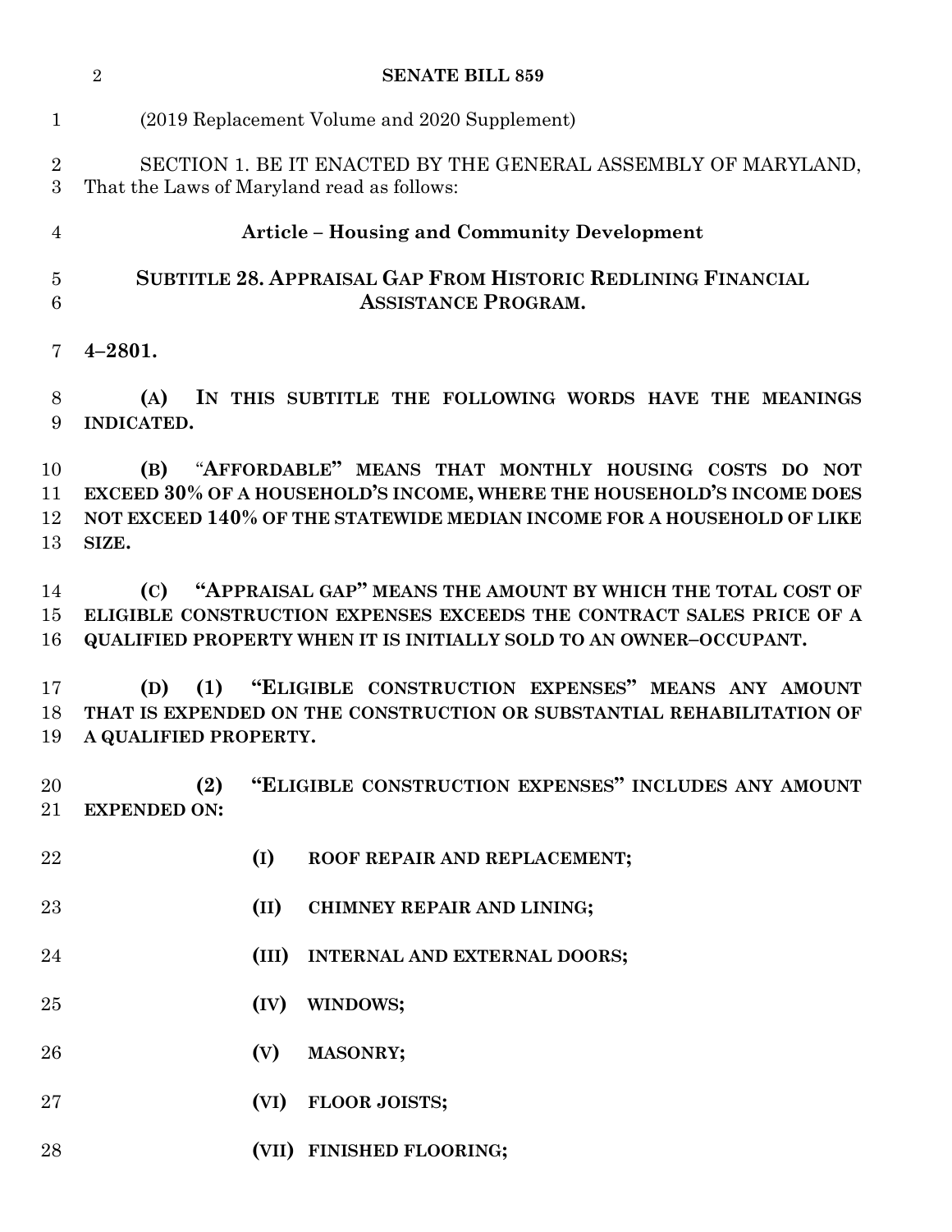(2019 Replacement Volume and 2020 Supplement)

SECTION 1. BE IT ENACTED BY THE GENERAL ASSEMBLY OF MARYLAND, That the Laws of Maryland read as follows:

## Article – Housing and Community Development

### SUBTITLE 28. APPRAISAL GAP FROM HISTORIC REDLINING FINANCIAL ASSISTANCE PROGRAM.

**4–2801.**

**(A) IN THIS SUBTITLE THE FOLLOWING WORDS HAVE THE MEANINGS INDICATED.**

**(B) "AFFORDABLE" MEANS THAT MONTHLY HOUSING COSTS DO NOT EXCEED 30% OF A HOUSEHOLD'S INCOME, WHERE THE HOUSEHOLD'S INCOME DOES NOT EXCEED 140% OF THE STATEWIDE MEDIAN INCOME FOR A HOUSEHOLD OF LIKE SIZE.**

**(C) "APPRAISAL GAP" MEANS THE AMOUNT BY WHICH THE TOTAL COST OF ELIGIBLE CONSTRUCTION EXPENSES EXCEEDS THE CONTRACT SALES PRICE OF A QUALIFIED PROPERTY WHEN IT IS INITIALLY SOLD TO AN OWNER–OCCUPANT.**

**(D) (1) "ELIGIBLE CONSTRUCTION EXPENSES" MEANS ANY AMOUNT THAT IS EXPENDED ON THE CONSTRUCTION OR SUBSTANTIAL REHABILITATION OF A QUALIFIED PROPERTY.**

**(2) "ELIGIBLE CONSTRUCTION EXPENSES" INCLUDES ANY AMOUNT EXPENDED ON:**

**(I) ROOF REPAIR AND REPLACEMENT;**

**(II) CHIMNEY REPAIR AND LINING;**

**(III) INTERNAL AND EXTERNAL DOORS;**

**(IV) WINDOWS;**

**(V) MASONRY;**

**(VI) FLOOR JOISTS;**

**(VII) FINISHED FLOORING;**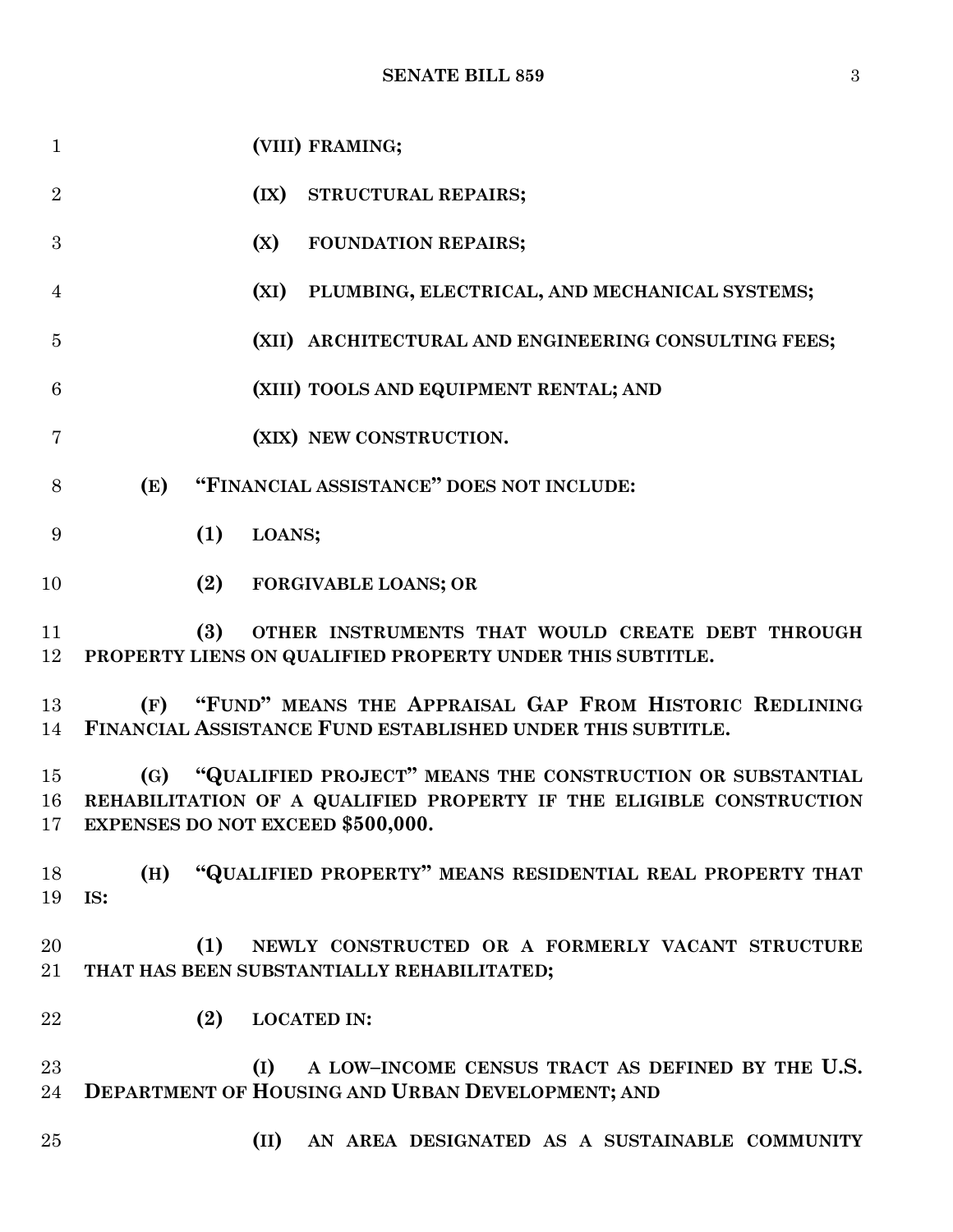(VIII) FRAMING;

(IX) STRUCTURAL REPAIRS;

(X) FOUNDATION REPAIRS;

(XI) PLUMBING, ELECTRICAL, AND MECHANICAL SYSTEMS;

(XII) ARCHITECTURAL AND ENGINEERING CONSULTING FEES;

(XIII) TOOLS AND EQUIPMENT RENTAL; AND

(XIX) NEW CONSTRUCTION.

(E) "FINANCIAL ASSISTANCE" DOES NOT INCLUDE:

(1) LOANS;

(2) FORGIVABLE LOANS; OR

(3) OTHER INSTRUMENTS THAT WOULD CREATE DEBT THROUGH PROPERTY LIENS ON QUALIFIED PROPERTY UNDER THIS SUBTITLE.

(F) "FUND" MEANS THE APPRAISAL GAP FROM HISTORIC REDLINING FINANCIAL ASSISTANCE FUND ESTABLISHED UNDER THIS SUBTITLE.

(G) "QUALIFIED PROJECT" MEANS THE CONSTRUCTION OR SUBSTANTIAL REHABILITATION OF A QUALIFIED PROPERTY IF THE ELIGIBLE CONSTRUCTION EXPENSES DO NOT EXCEED $500,000.

(H) "QUALIFIED PROPERTY" MEANS RESIDENTIAL REAL PROPERTY THAT IS:

(1) NEWLY CONSTRUCTED OR A FORMERLY VACANT STRUCTURE THAT HAS BEEN SUBSTANTIALLY REHABILITATED;

(2) LOCATED IN:

(I) A LOW–INCOME CENSUS TRACT AS DEFINED BY THE U.S. DEPARTMENT OF HOUSING AND URBAN DEVELOPMENT; AND

(II) AN AREA DESIGNATED AS A SUSTAINABLE COMMUNITY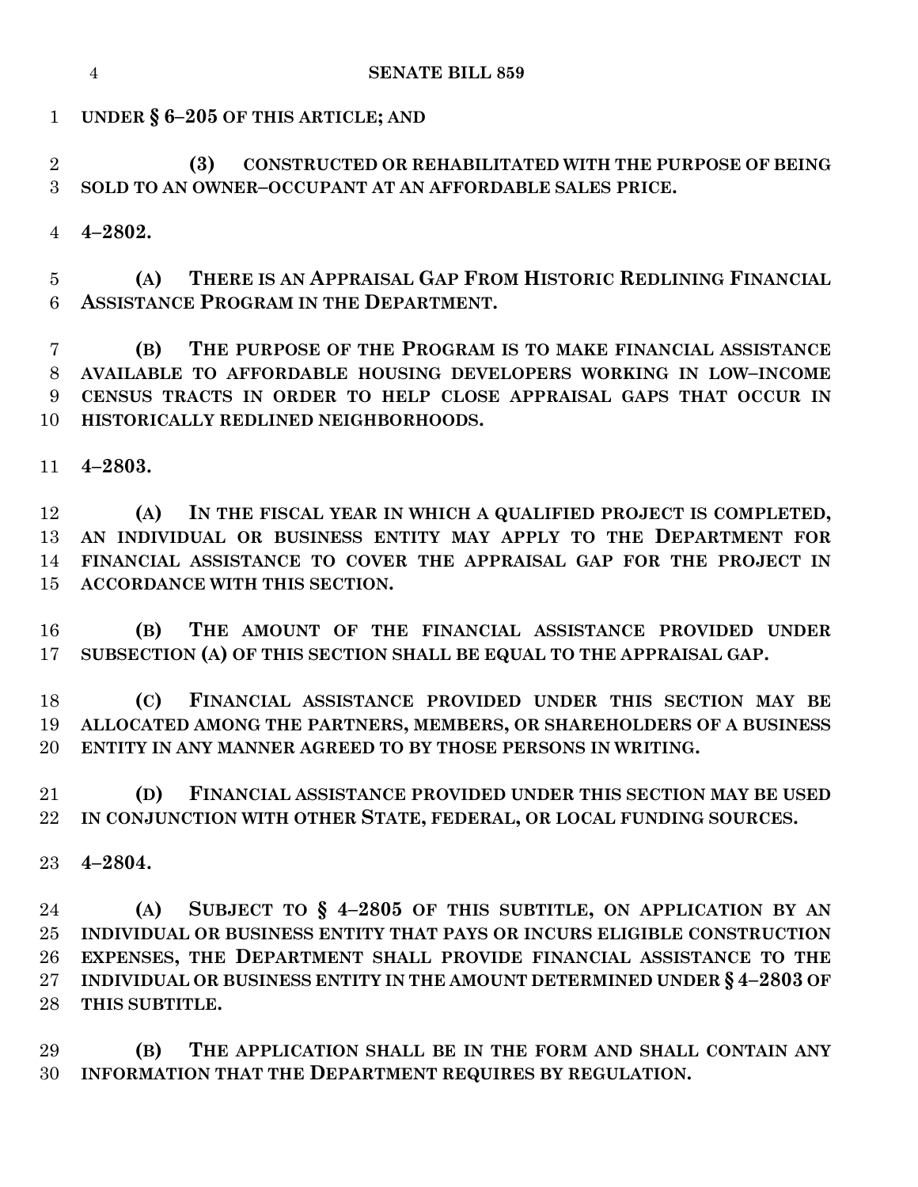**UNDER § 6–205 OF THIS ARTICLE; AND**

**(3) CONSTRUCTED OR REHABILITATED WITH THE PURPOSE OF BEING SOLD TO AN OWNER–OCCUPANT AT AN AFFORDABLE SALES PRICE.**

**4–2802.**

**(A) THERE IS AN APPRAISAL GAP FROM HISTORIC REDLINING FINANCIAL ASSISTANCE PROGRAM IN THE DEPARTMENT.**

**(B) THE PURPOSE OF THE PROGRAM IS TO MAKE FINANCIAL ASSISTANCE AVAILABLE TO AFFORDABLE HOUSING DEVELOPERS WORKING IN LOW–INCOME CENSUS TRACTS IN ORDER TO HELP CLOSE APPRAISAL GAPS THAT OCCUR IN HISTORICALLY REDLINED NEIGHBORHOODS.**

**4–2803.**

**(A) IN THE FISCAL YEAR IN WHICH A QUALIFIED PROJECT IS COMPLETED, AN INDIVIDUAL OR BUSINESS ENTITY MAY APPLY TO THE DEPARTMENT FOR FINANCIAL ASSISTANCE TO COVER THE APPRAISAL GAP FOR THE PROJECT IN ACCORDANCE WITH THIS SECTION.**

**(B) THE AMOUNT OF THE FINANCIAL ASSISTANCE PROVIDED UNDER SUBSECTION (A) OF THIS SECTION SHALL BE EQUAL TO THE APPRAISAL GAP.**

**(C) FINANCIAL ASSISTANCE PROVIDED UNDER THIS SECTION MAY BE ALLOCATED AMONG THE PARTNERS, MEMBERS, OR SHAREHOLDERS OF A BUSINESS ENTITY IN ANY MANNER AGREED TO BY THOSE PERSONS IN WRITING.**

**(D) FINANCIAL ASSISTANCE PROVIDED UNDER THIS SECTION MAY BE USED IN CONJUNCTION WITH OTHER STATE, FEDERAL, OR LOCAL FUNDING SOURCES.**

**4–2804.**

**(A) SUBJECT TO § 4–2805 OF THIS SUBTITLE, ON APPLICATION BY AN INDIVIDUAL OR BUSINESS ENTITY THAT PAYS OR INCURS ELIGIBLE CONSTRUCTION EXPENSES, THE DEPARTMENT SHALL PROVIDE FINANCIAL ASSISTANCE TO THE INDIVIDUAL OR BUSINESS ENTITY IN THE AMOUNT DETERMINED UNDER § 4–2803 OF THIS SUBTITLE.**

**(B) THE APPLICATION SHALL BE IN THE FORM AND SHALL CONTAIN ANY INFORMATION THAT THE DEPARTMENT REQUIRES BY REGULATION.**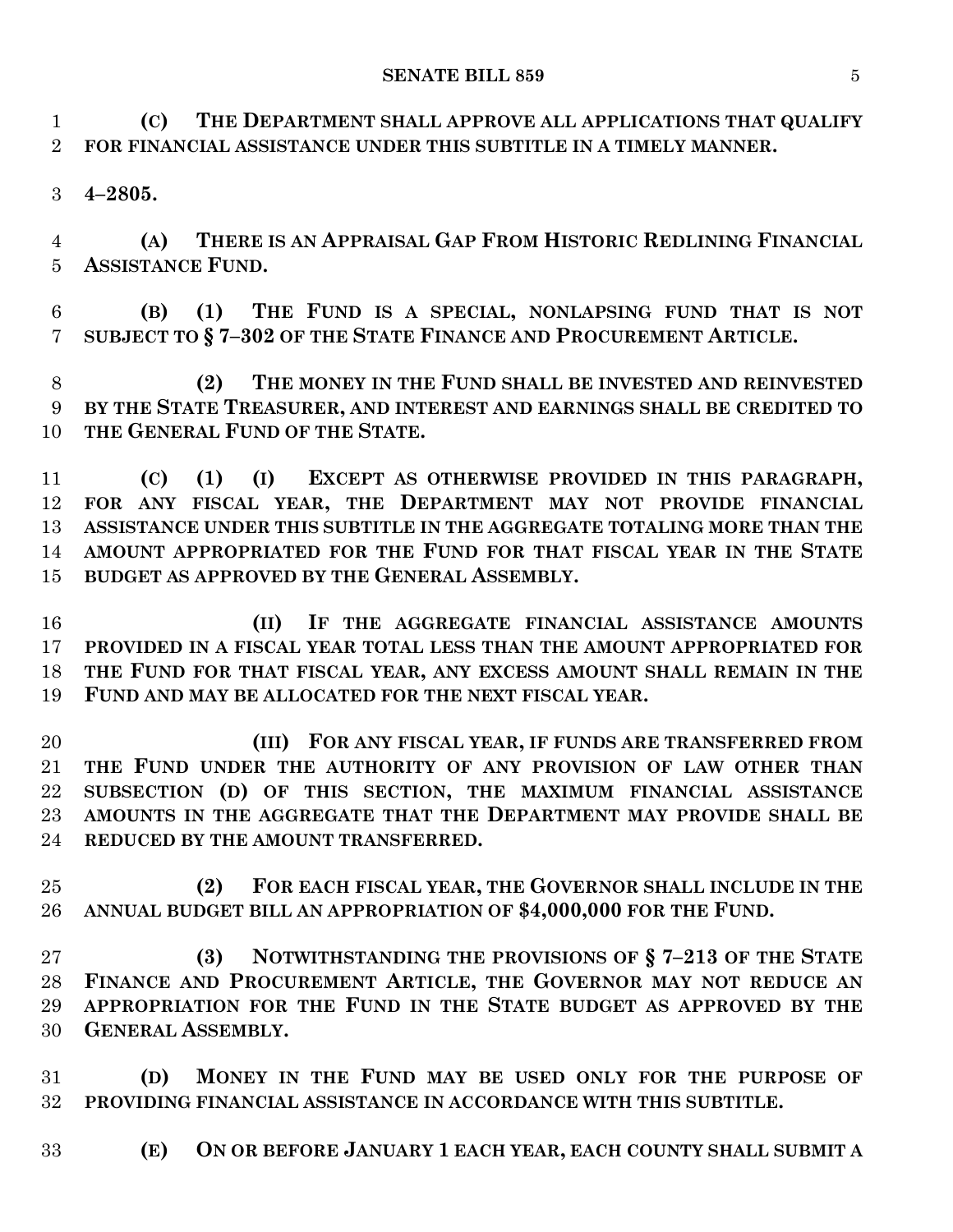**(C) THE DEPARTMENT SHALL APPROVE ALL APPLICATIONS THAT QUALIFY FOR FINANCIAL ASSISTANCE UNDER THIS SUBTITLE IN A TIMELY MANNER.**

**4–2805.**

**(A) THERE IS AN APPRAISAL GAP FROM HISTORIC REDLINING FINANCIAL ASSISTANCE FUND.**

**(B) (1) THE FUND IS A SPECIAL, NONLAPSING FUND THAT IS NOT SUBJECT TO § 7–302 OF THE STATE FINANCE AND PROCUREMENT ARTICLE.**

**(2) THE MONEY IN THE FUND SHALL BE INVESTED AND REINVESTED BY THE STATE TREASURER, AND INTEREST AND EARNINGS SHALL BE CREDITED TO THE GENERAL FUND OF THE STATE.**

**(C) (1) (I) EXCEPT AS OTHERWISE PROVIDED IN THIS PARAGRAPH, FOR ANY FISCAL YEAR, THE DEPARTMENT MAY NOT PROVIDE FINANCIAL ASSISTANCE UNDER THIS SUBTITLE IN THE AGGREGATE TOTALING MORE THAN THE AMOUNT APPROPRIATED FOR THE FUND FOR THAT FISCAL YEAR IN THE STATE BUDGET AS APPROVED BY THE GENERAL ASSEMBLY.**

**(II) IF THE AGGREGATE FINANCIAL ASSISTANCE AMOUNTS PROVIDED IN A FISCAL YEAR TOTAL LESS THAN THE AMOUNT APPROPRIATED FOR THE FUND FOR THAT FISCAL YEAR, ANY EXCESS AMOUNT SHALL REMAIN IN THE FUND AND MAY BE ALLOCATED FOR THE NEXT FISCAL YEAR.**

**(III) FOR ANY FISCAL YEAR, IF FUNDS ARE TRANSFERRED FROM THE FUND UNDER THE AUTHORITY OF ANY PROVISION OF LAW OTHER THAN SUBSECTION (D) OF THIS SECTION, THE MAXIMUM FINANCIAL ASSISTANCE AMOUNTS IN THE AGGREGATE THAT THE DEPARTMENT MAY PROVIDE SHALL BE REDUCED BY THE AMOUNT TRANSFERRED.**

**(2) FOR EACH FISCAL YEAR, THE GOVERNOR SHALL INCLUDE IN THE ANNUAL BUDGET BILL AN APPROPRIATION OF $4,000,000 FOR THE FUND.**

**(3) NOTWITHSTANDING THE PROVISIONS OF § 7–213 OF THE STATE FINANCE AND PROCUREMENT ARTICLE, THE GOVERNOR MAY NOT REDUCE AN APPROPRIATION FOR THE FUND IN THE STATE BUDGET AS APPROVED BY THE GENERAL ASSEMBLY.**

**(D) MONEY IN THE FUND MAY BE USED ONLY FOR THE PURPOSE OF PROVIDING FINANCIAL ASSISTANCE IN ACCORDANCE WITH THIS SUBTITLE.**

**(E) ON OR BEFORE JANUARY 1 EACH YEAR, EACH COUNTY SHALL SUBMIT A**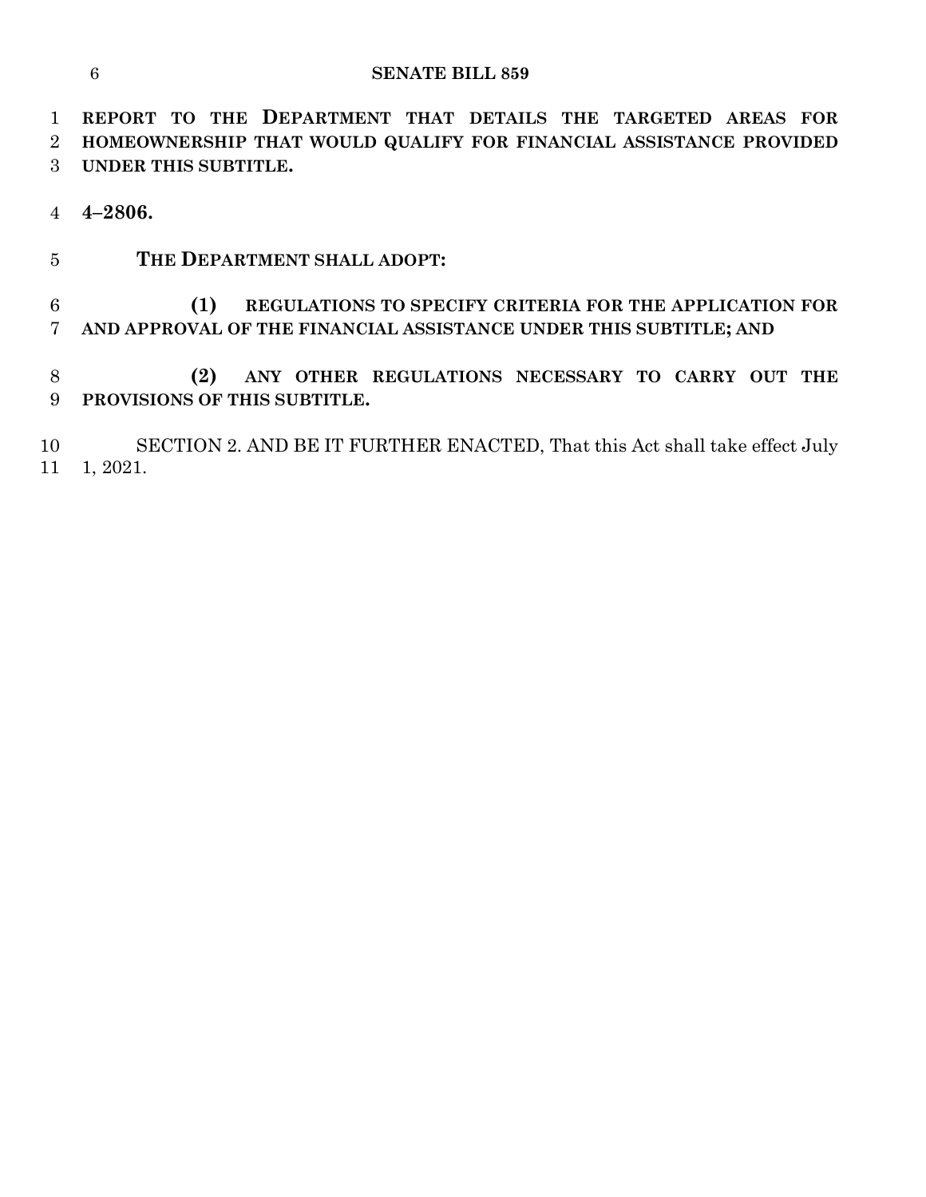**REPORT TO THE DEPARTMENT THAT DETAILS THE TARGETED AREAS FOR HOMEOWNERSHIP THAT WOULD QUALIFY FOR FINANCIAL ASSISTANCE PROVIDED UNDER THIS SUBTITLE.**

**4–2806.**

**THE DEPARTMENT SHALL ADOPT:**

**(1) REGULATIONS TO SPECIFY CRITERIA FOR THE APPLICATION FOR AND APPROVAL OF THE FINANCIAL ASSISTANCE UNDER THIS SUBTITLE; AND**

**(2) ANY OTHER REGULATIONS NECESSARY TO CARRY OUT THE PROVISIONS OF THIS SUBTITLE.**

SECTION 2. AND BE IT FURTHER ENACTED, That this Act shall take effect July 1, 2021.